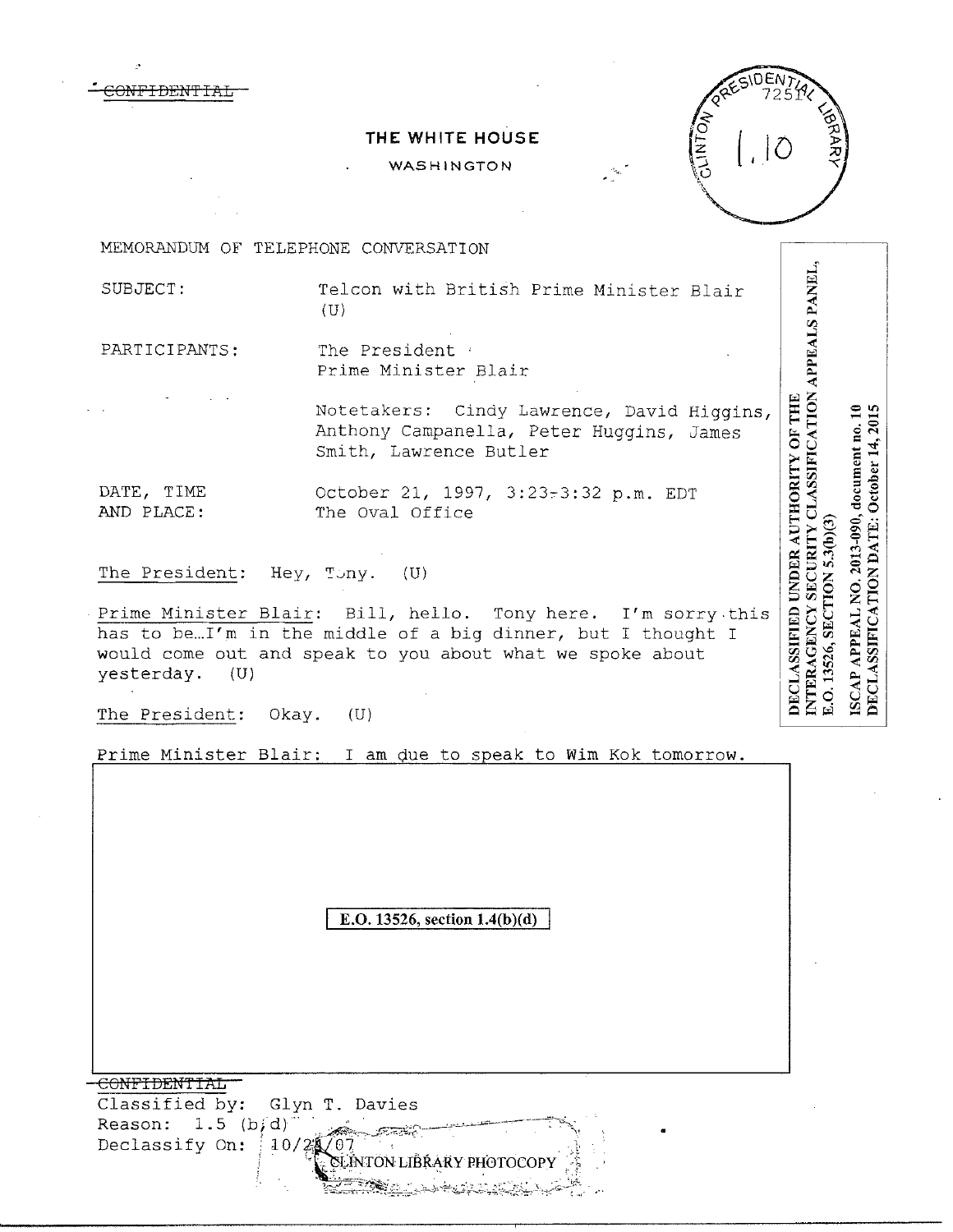~~CONFIDENTIAL~~

# THE WHITE HOUSE

WASHINGTON

CLINTON PRESIDENTIAL LIBRARY 7251 1.10

DECLASSIFIED UNDER AUTHORITY OF THE INTERAGENCY SECURITY CLASSIFICATION APPEALS PANEL, E.O. 13526, SECTION 5.3(b)(3)

ISCAP APPEAL NO. 2013-090, document no. 10
DECLASSIFICATION DATE: October 14, 2015

MEMORANDUM OF TELEPHONE CONVERSATION

SUBJECT: Telcon with British Prime Minister Blair (U)

PARTICIPANTS: The President
Prime Minister Blair

Notetakers: Cindy Lawrence, David Higgins, Anthony Campanella, Peter Huggins, James Smith, Lawrence Butler

DATE, TIME AND PLACE: October 21, 1997, 3:23-3:32 p.m. EDT
The Oval Office

The President: Hey, Tony. (U)

Prime Minister Blair: Bill, hello. Tony here. I'm sorry this has to be…I'm in the middle of a big dinner, but I thought I would come out and speak to you about what we spoke about yesterday. (U)

The President: Okay. (U)

Prime Minister Blair: I am due to speak to Wim Kok tomorrow.

E.O. 13526, section 1.4(b)(d)

~~CONFIDENTIAL~~
Classified by: Glyn T. Davies
Reason: 1.5 (b,d)
Declassify On: 10/21/07

CLINTON LIBRARY PHOTOCOPY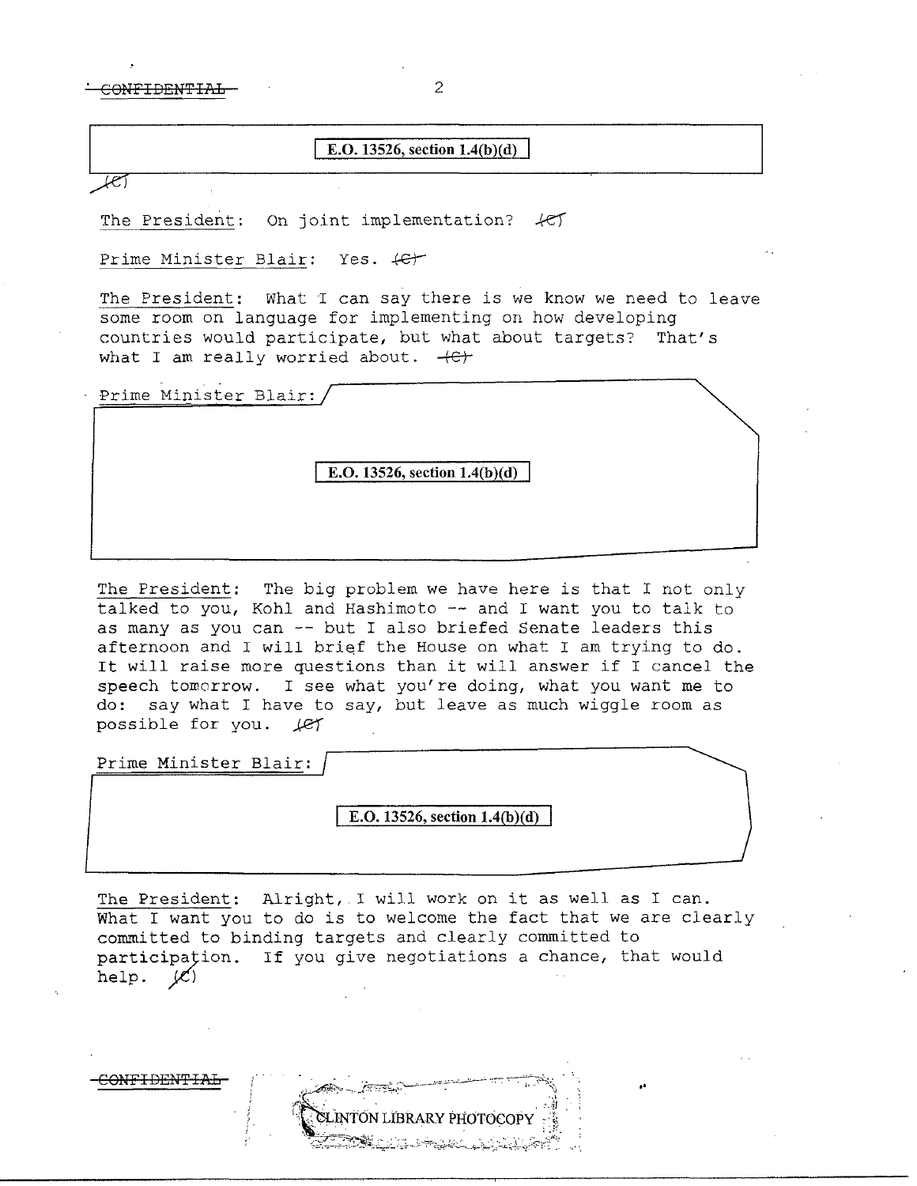E.O. 13526, section 1.4(b)(d)

(C)

The President: On joint implementation? (C)

Prime Minister Blair: Yes. (C)

The President: What I can say there is we know we need to leave some room on language for implementing on how developing countries would participate, but what about targets? That's what I am really worried about. (C)

Prime Minister Blair:

E.O. 13526, section 1.4(b)(d)

The President: The big problem we have here is that I not only talked to you, Kohl and Hashimoto -- and I want you to talk to as many as you can -- but I also briefed Senate leaders this afternoon and I will brief the House on what I am trying to do. It will raise more questions than it will answer if I cancel the speech tomorrow. I see what you're doing, what you want me to do: say what I have to say, but leave as much wiggle room as possible for you. (C)

Prime Minister Blair:

E.O. 13526, section 1.4(b)(d)

The President: Alright, I will work on it as well as I can. What I want you to do is to welcome the fact that we are clearly committed to binding targets and clearly committed to participation. If you give negotiations a chance, that would help. (C)

CONFIDENTIAL

CLINTON LIBRARY PHOTOCOPY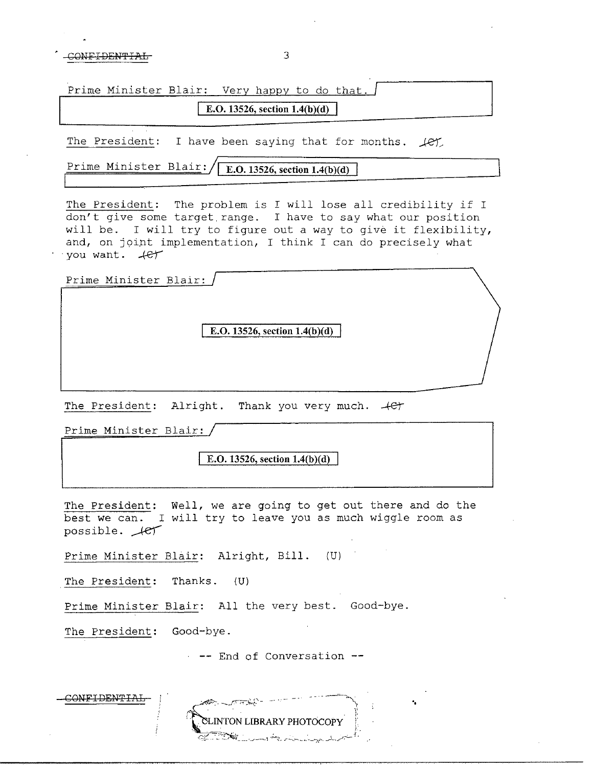CONFIDENTIAL

Prime Minister Blair: Very happy to do that.

E.O. 13526, section 1.4(b)(d)

The President: I have been saying that for months. (C)

Prime Minister Blair: E.O. 13526, section 1.4(b)(d)

The President: The problem is I will lose all credibility if I don't give some target range. I have to say what our position will be. I will try to figure out a way to give it flexibility, and, on joint implementation, I think I can do precisely what you want. (C)

Prime Minister Blair:

E.O. 13526, section 1.4(b)(d)

The President: Alright. Thank you very much. (C)

Prime Minister Blair:

E.O. 13526, section 1.4(b)(d)

The President: Well, we are going to get out there and do the best we can. I will try to leave you as much wiggle room as possible. (C)

Prime Minister Blair: Alright, Bill. (U)

The President: Thanks. (U)

Prime Minister Blair: All the very best. Good-bye.

The President: Good-bye.

-- End of Conversation --

CONFIDENTIAL

CLINTON LIBRARY PHOTOCOPY